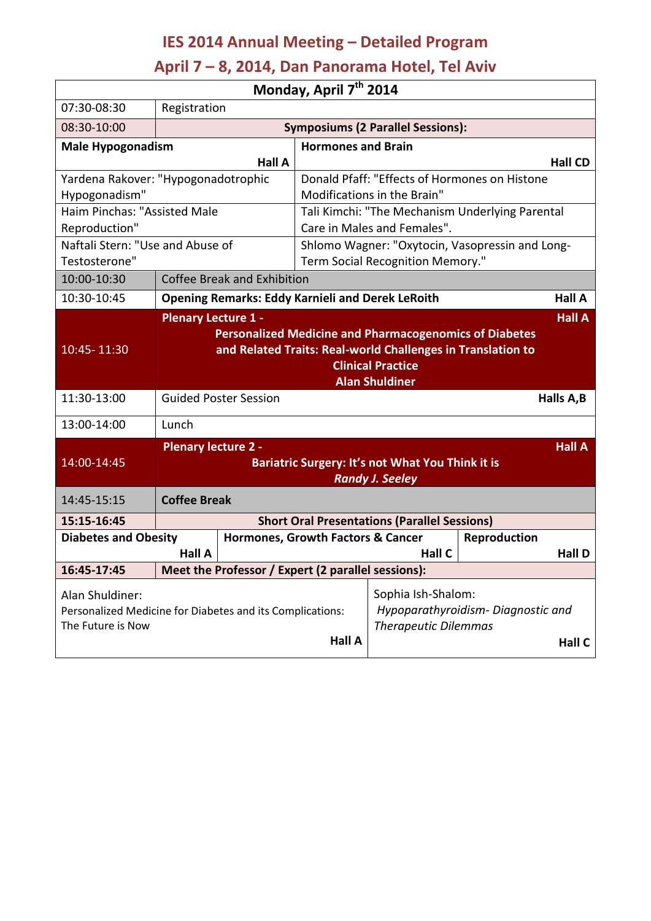# IES 2014 Annual Meeting – Detailed Program

## April 7 – 8, 2014, Dan Panorama Hotel, Tel Aviv

| Monday, April 7th 2014 | | |
|---|---|---|
| 07:30-08:30 | Registration | |
| 08:30-10:00 | **Symposiums (2 Parallel Sessions):** | |
| | **Male Hypogonadism** — Hall A | **Hormones and Brain** — Hall CD |
| | Yardena Rakover: "Hypogonadotrophic Hypogonadism" | Donald Pfaff: "Effects of Hormones on Histone Modifications in the Brain" |
| | Haim Pinchas: "Assisted Male Reproduction" | Tali Kimchi: "The Mechanism Underlying Parental Care in Males and Females". |
| | Naftali Stern: "Use and Abuse of Testosterone" | Shlomo Wagner: "Oxytocin, Vasopressin and Long-Term Social Recognition Memory." |
| 10:00-10:30 | Coffee Break and Exhibition | |
| 10:30-10:45 | **Opening Remarks: Eddy Karnieli and Derek LeRoith** — **Hall A** | |
| 10:45- 11:30 | **Plenary Lecture 1 - Personalized Medicine and Pharmacogenomics of Diabetes and Related Traits: Real-world Challenges in Translation to Clinical Practice** **Alan Shuldiner** — **Hall A** | |
| 11:30-13:00 | Guided Poster Session — **Halls A,B** | |
| 13:00-14:00 | Lunch | |
| 14:00-14:45 | **Plenary lecture 2 - Bariatric Surgery: It's not What You Think it is** ***Randy J. Seeley*** — **Hall A** | |
| 14:45-15:15 | **Coffee Break** | |
| **15:15-16:45** | **Short Oral Presentations (Parallel Sessions)** | |
| | **Diabetes and Obesity** — **Hall A** / **Hormones, Growth Factors & Cancer** — **Hall C** / **Reproduction** — **Hall D** | |
| **16:45-17:45** | **Meet the Professor / Expert (2 parallel sessions):** | |
| | Alan Shuldiner: Personalized Medicine for Diabetes and its Complications: The Future is Now — **Hall A** | Sophia Ish-Shalom: *Hypoparathyroidism- Diagnostic and Therapeutic Dilemmas* — **Hall C** |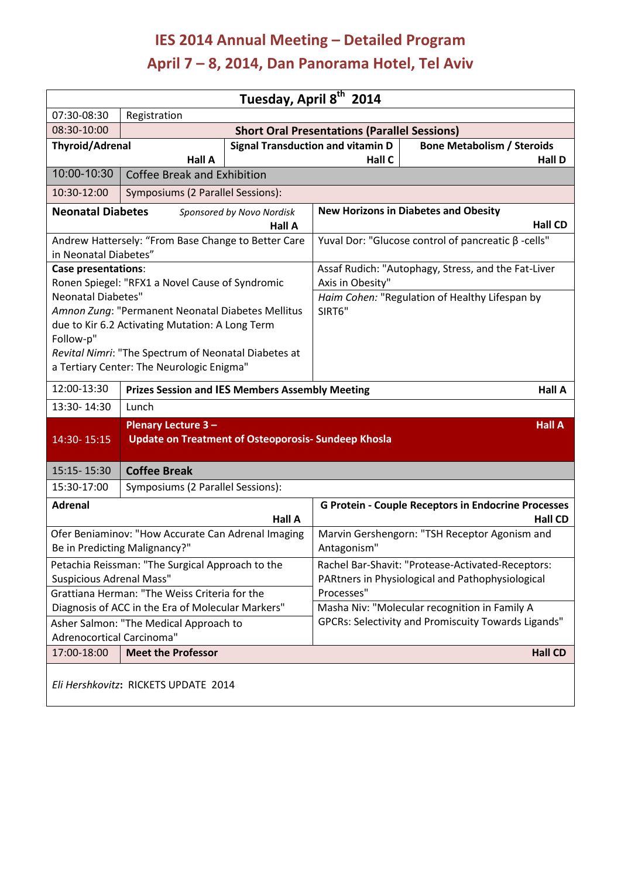# IES 2014 Annual Meeting – Detailed Program
## April 7 – 8, 2014, Dan Panorama Hotel, Tel Aviv

### Tuesday, April 8th 2014

| | |
|---|---|
| 07:30-08:30 | Registration |
| 08:30-10:00 | **Short Oral Presentations (Parallel Sessions)** |
| | **Thyroid/Adrenal** – Hall A |
| | **Signal Transduction and vitamin D** – Hall C |
| | **Bone Metabolism / Steroids** – Hall D |
| 10:00-10:30 | Coffee Break and Exhibition |
| 10:30-12:00 | Symposiums (2 Parallel Sessions): |

| **Neonatal Diabetes** *Sponsored by Novo Nordisk* Hall A | **New Horizons in Diabetes and Obesity** Hall CD |
|---|---|
| Andrew Hattersely: "From Base Change to Better Care in Neonatal Diabetes" | Yuval Dor: "Glucose control of pancreatic β -cells" |
| **Case presentations**: Ronen Spiegel: "RFX1 a Novel Cause of Syndromic Neonatal Diabetes" *Amnon Zung*: "Permanent Neonatal Diabetes Mellitus due to Kir 6.2 Activating Mutation: A Long Term Follow-p" *Revital Nimri*: "The Spectrum of Neonatal Diabetes at a Tertiary Center: The Neurologic Enigma" | Assaf Rudich: "Autophagy, Stress, and the Fat-Liver Axis in Obesity" *Haim Cohen:* "Regulation of Healthy Lifespan by SIRT6" |

| | | |
|---|---|---|
| 12:00-13:30 | **Prizes Session and IES Members Assembly Meeting** | Hall A |
| 13:30- 14:30 | Lunch | |
| 14:30- 15:15 | **Plenary Lecture 3 – Update on Treatment of Osteoporosis- Sundeep Khosla** | Hall A |
| 15:15- 15:30 | **Coffee Break** | |
| 15:30-17:00 | Symposiums (2 Parallel Sessions): | |

| **Adrenal** Hall A | **G Protein - Couple Receptors in Endocrine Processes** Hall CD |
|---|---|
| Ofer Beniaminov: "How Accurate Can Adrenal Imaging Be in Predicting Malignancy?" | Marvin Gershengorn: "TSH Receptor Agonism and Antagonism" |
| Petachia Reissman: "The Surgical Approach to the Suspicious Adrenal Mass" | Rachel Bar-Shavit: "Protease-Activated-Receptors: PARtners in Physiological and Pathophysiological Processes" |
| Grattiana Herman: "The Weiss Criteria for the Diagnosis of ACC in the Era of Molecular Markers" | Masha Niv: "Molecular recognition in Family A GPCRs: Selectivity and Promiscuity Towards Ligands" |
| Asher Salmon: "The Medical Approach to Adrenocortical Carcinoma" | |

| | | |
|---|---|---|
| 17:00-18:00 | **Meet the Professor** | Hall CD |

*Eli Hershkovitz*: RICKETS UPDATE 2014